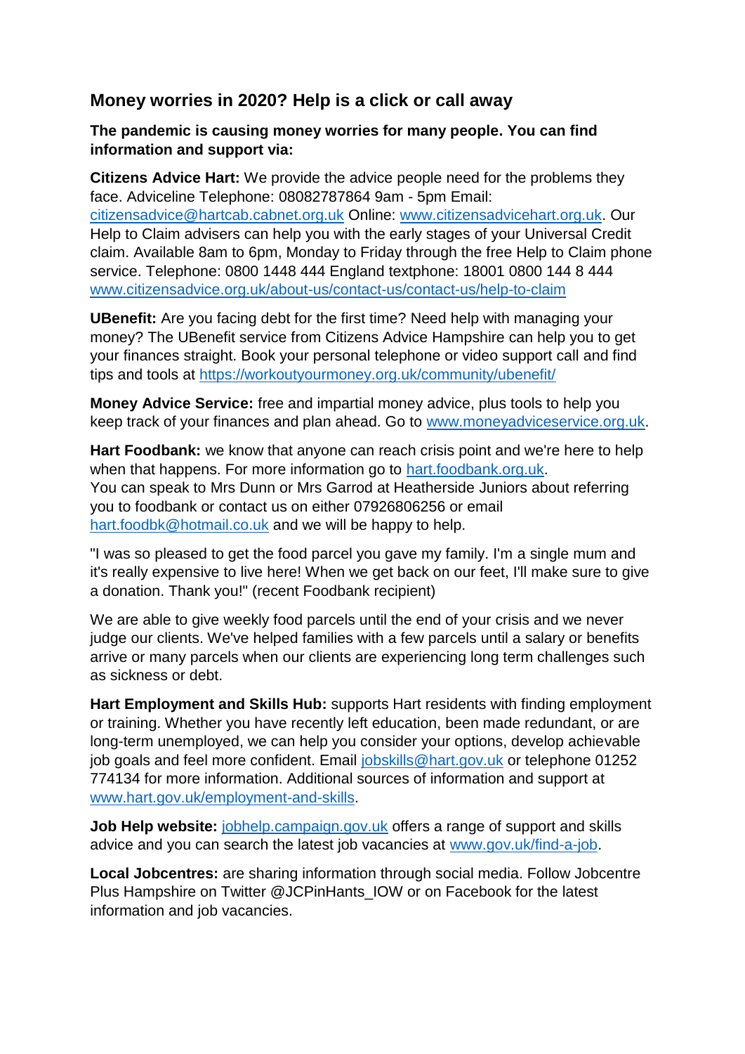## Money worries in 2020? Help is a click or call away

**The pandemic is causing money worries for many people. You can find information and support via:**

**Citizens Advice Hart:** We provide the advice people need for the problems they face. Adviceline Telephone: 08082787864 9am - 5pm Email: citizensadvice@hartcab.cabnet.org.uk Online: www.citizensadvicehart.org.uk. Our Help to Claim advisers can help you with the early stages of your Universal Credit claim. Available 8am to 6pm, Monday to Friday through the free Help to Claim phone service. Telephone: 0800 1448 444 England textphone: 18001 0800 144 8 444 www.citizensadvice.org.uk/about-us/contact-us/contact-us/help-to-claim

**UBenefit:** Are you facing debt for the first time? Need help with managing your money? The UBenefit service from Citizens Advice Hampshire can help you to get your finances straight. Book your personal telephone or video support call and find tips and tools at https://workoutyourmoney.org.uk/community/ubenefit/

**Money Advice Service:** free and impartial money advice, plus tools to help you keep track of your finances and plan ahead. Go to www.moneyadviceservice.org.uk.

**Hart Foodbank:** we know that anyone can reach crisis point and we're here to help when that happens. For more information go to hart.foodbank.org.uk.
You can speak to Mrs Dunn or Mrs Garrod at Heatherside Juniors about referring you to foodbank or contact us on either 07926806256 or email hart.foodbk@hotmail.co.uk and we will be happy to help.

"I was so pleased to get the food parcel you gave my family. I'm a single mum and it's really expensive to live here! When we get back on our feet, I'll make sure to give a donation. Thank you!" (recent Foodbank recipient)

We are able to give weekly food parcels until the end of your crisis and we never judge our clients. We've helped families with a few parcels until a salary or benefits arrive or many parcels when our clients are experiencing long term challenges such as sickness or debt.

**Hart Employment and Skills Hub:** supports Hart residents with finding employment or training. Whether you have recently left education, been made redundant, or are long-term unemployed, we can help you consider your options, develop achievable job goals and feel more confident. Email jobskills@hart.gov.uk or telephone 01252 774134 for more information. Additional sources of information and support at www.hart.gov.uk/employment-and-skills.

**Job Help website:** jobhelp.campaign.gov.uk offers a range of support and skills advice and you can search the latest job vacancies at www.gov.uk/find-a-job.

**Local Jobcentres:** are sharing information through social media. Follow Jobcentre Plus Hampshire on Twitter @JCPinHants_IOW or on Facebook for the latest information and job vacancies.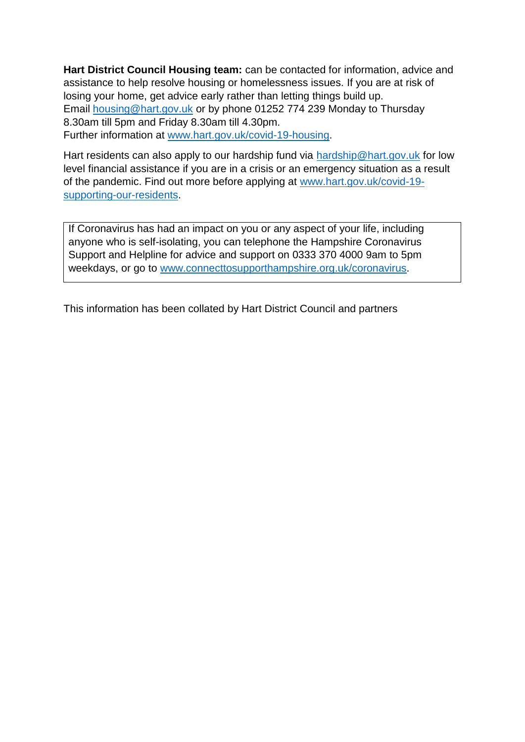**Hart District Council Housing team:** can be contacted for information, advice and assistance to help resolve housing or homelessness issues. If you are at risk of losing your home, get advice early rather than letting things build up.
Email housing@hart.gov.uk or by phone 01252 774 239 Monday to Thursday 8.30am till 5pm and Friday 8.30am till 4.30pm.
Further information at www.hart.gov.uk/covid-19-housing.

Hart residents can also apply to our hardship fund via hardship@hart.gov.uk for low level financial assistance if you are in a crisis or an emergency situation as a result of the pandemic. Find out more before applying at www.hart.gov.uk/covid-19-supporting-our-residents.

> If Coronavirus has had an impact on you or any aspect of your life, including anyone who is self-isolating, you can telephone the Hampshire Coronavirus Support and Helpline for advice and support on 0333 370 4000 9am to 5pm weekdays, or go to www.connecttosupporthampshire.org.uk/coronavirus.

This information has been collated by Hart District Council and partners